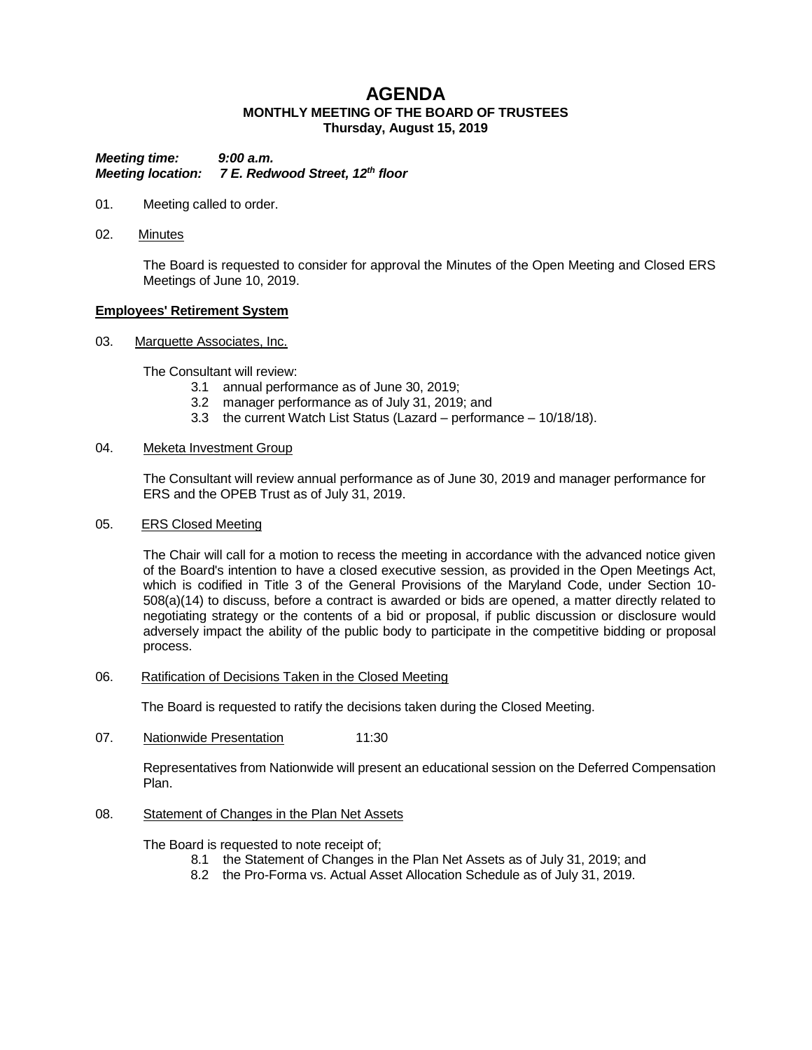# AGENDA

## MONTHLY MEETING OF THE BOARD OF TRUSTEES

**Thursday, August 15, 2019**

***Meeting time:*** ***9:00 a.m.***
***Meeting location:*** ***7 E. Redwood Street, 12th floor***

01. Meeting called to order.

02. Minutes

The Board is requested to consider for approval the Minutes of the Open Meeting and Closed ERS Meetings of June 10, 2019.

**Employees' Retirement System**

03. Marquette Associates, Inc.

The Consultant will review:

3.1 annual performance as of June 30, 2019;
3.2 manager performance as of July 31, 2019; and
3.3 the current Watch List Status (Lazard – performance – 10/18/18).

04. Meketa Investment Group

The Consultant will review annual performance as of June 30, 2019 and manager performance for ERS and the OPEB Trust as of July 31, 2019.

05. ERS Closed Meeting

The Chair will call for a motion to recess the meeting in accordance with the advanced notice given of the Board's intention to have a closed executive session, as provided in the Open Meetings Act, which is codified in Title 3 of the General Provisions of the Maryland Code, under Section 10-508(a)(14) to discuss, before a contract is awarded or bids are opened, a matter directly related to negotiating strategy or the contents of a bid or proposal, if public discussion or disclosure would adversely impact the ability of the public body to participate in the competitive bidding or proposal process.

06. Ratification of Decisions Taken in the Closed Meeting

The Board is requested to ratify the decisions taken during the Closed Meeting.

07. Nationwide Presentation 11:30

Representatives from Nationwide will present an educational session on the Deferred Compensation Plan.

08. Statement of Changes in the Plan Net Assets

The Board is requested to note receipt of;

8.1 the Statement of Changes in the Plan Net Assets as of July 31, 2019; and
8.2 the Pro-Forma vs. Actual Asset Allocation Schedule as of July 31, 2019.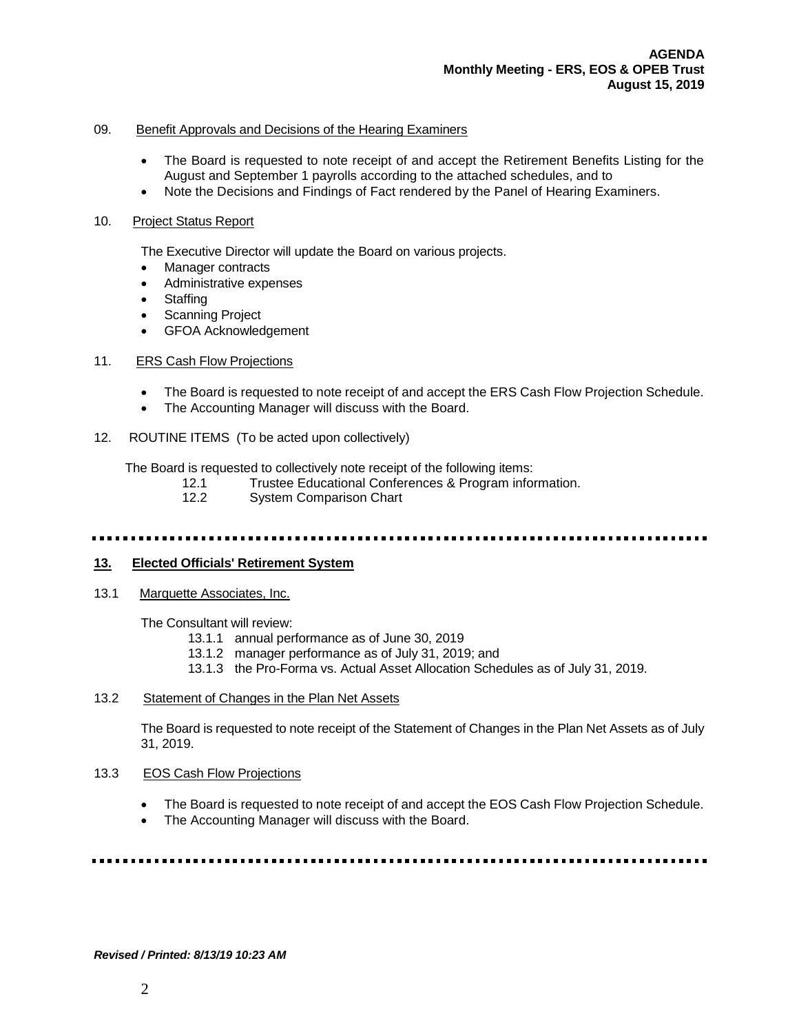09. Benefit Approvals and Decisions of the Hearing Examiners

- The Board is requested to note receipt of and accept the Retirement Benefits Listing for the August and September 1 payrolls according to the attached schedules, and to
- Note the Decisions and Findings of Fact rendered by the Panel of Hearing Examiners.

10. Project Status Report

The Executive Director will update the Board on various projects.

- Manager contracts
- Administrative expenses
- Staffing
- Scanning Project
- GFOA Acknowledgement

11. ERS Cash Flow Projections

- The Board is requested to note receipt of and accept the ERS Cash Flow Projection Schedule.
- The Accounting Manager will discuss with the Board.

12. ROUTINE ITEMS (To be acted upon collectively)

The Board is requested to collectively note receipt of the following items:

12.1 Trustee Educational Conferences & Program information.
12.2 System Comparison Chart

---

**13. Elected Officials' Retirement System**

13.1 Marquette Associates, Inc.

The Consultant will review:

13.1.1 annual performance as of June 30, 2019
13.1.2 manager performance as of July 31, 2019; and
13.1.3 the Pro-Forma vs. Actual Asset Allocation Schedules as of July 31, 2019.

13.2 Statement of Changes in the Plan Net Assets

The Board is requested to note receipt of the Statement of Changes in the Plan Net Assets as of July 31, 2019.

13.3 EOS Cash Flow Projections

- The Board is requested to note receipt of and accept the EOS Cash Flow Projection Schedule.
- The Accounting Manager will discuss with the Board.

---

*Revised / Printed: 8/13/19 10:23 AM*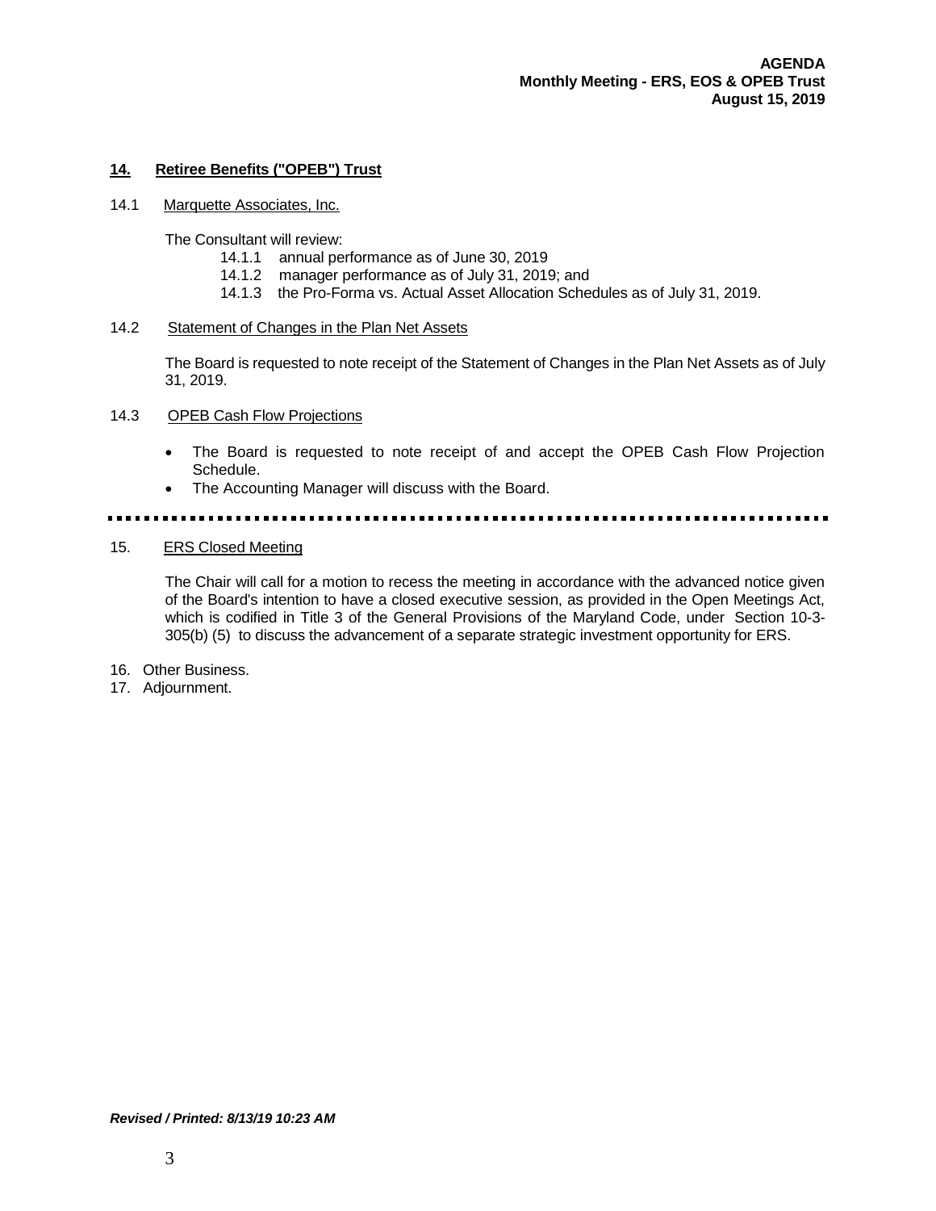**AGENDA**
**Monthly Meeting - ERS, EOS & OPEB Trust**
**August 15, 2019**

## 14. Retiree Benefits ("OPEB") Trust

### 14.1 Marquette Associates, Inc.

The Consultant will review:

- 14.1.1 annual performance as of June 30, 2019
- 14.1.2 manager performance as of July 31, 2019; and
- 14.1.3 the Pro-Forma vs. Actual Asset Allocation Schedules as of July 31, 2019.

### 14.2 Statement of Changes in the Plan Net Assets

The Board is requested to note receipt of the Statement of Changes in the Plan Net Assets as of July 31, 2019.

### 14.3 OPEB Cash Flow Projections

- The Board is requested to note receipt of and accept the OPEB Cash Flow Projection Schedule.
- The Accounting Manager will discuss with the Board.

---

## 15. ERS Closed Meeting

The Chair will call for a motion to recess the meeting in accordance with the advanced notice given of the Board's intention to have a closed executive session, as provided in the Open Meetings Act, which is codified in Title 3 of the General Provisions of the Maryland Code, under Section 10-3-305(b) (5) to discuss the advancement of a separate strategic investment opportunity for ERS.

16. Other Business.
17. Adjournment.

***Revised / Printed: 8/13/19 10:23 AM***